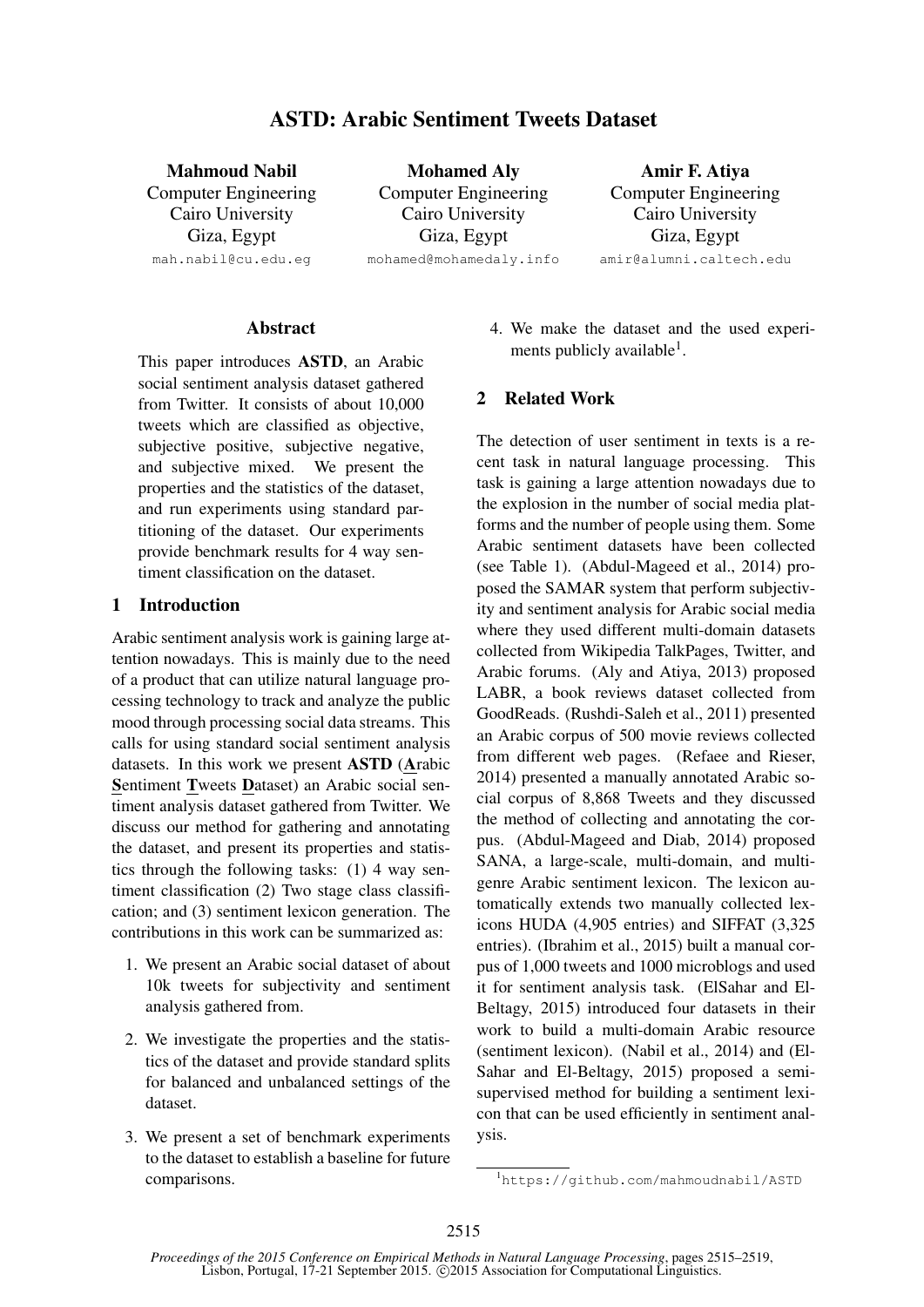# ASTD: Arabic Sentiment Tweets Dataset

**Mahmoud Nabil**
Computer Engineering
Cairo University
Giza, Egypt
mah.nabil@cu.edu.eg

**Mohamed Aly**
Computer Engineering
Cairo University
Giza, Egypt
mohamed@mohamedaly.info

**Amir F. Atiya**
Computer Engineering
Cairo University
Giza, Egypt
amir@alumni.caltech.edu

## Abstract

This paper introduces **ASTD**, an Arabic social sentiment analysis dataset gathered from Twitter. It consists of about 10,000 tweets which are classified as objective, subjective positive, subjective negative, and subjective mixed. We present the properties and the statistics of the dataset, and run experiments using standard partitioning of the dataset. Our experiments provide benchmark results for 4 way sentiment classification on the dataset.

## 1 Introduction

Arabic sentiment analysis work is gaining large attention nowadays. This is mainly due to the need of a product that can utilize natural language processing technology to track and analyze the public mood through processing social data streams. This calls for using standard social sentiment analysis datasets. In this work we present **ASTD** (**A**rabic **S**entiment **T**weets **D**ataset) an Arabic social sentiment analysis dataset gathered from Twitter. We discuss our method for gathering and annotating the dataset, and present its properties and statistics through the following tasks: (1) 4 way sentiment classification (2) Two stage class classification; and (3) sentiment lexicon generation. The contributions in this work can be summarized as:

1. We present an Arabic social dataset of about 10k tweets for subjectivity and sentiment analysis gathered from.
2. We investigate the properties and the statistics of the dataset and provide standard splits for balanced and unbalanced settings of the dataset.
3. We present a set of benchmark experiments to the dataset to establish a baseline for future comparisons.
4. We make the dataset and the used experiments publicly available[1].

## 2 Related Work

The detection of user sentiment in texts is a recent task in natural language processing. This task is gaining a large attention nowadays due to the explosion in the number of social media platforms and the number of people using them. Some Arabic sentiment datasets have been collected (see Table 1). (Abdul-Mageed et al., 2014) proposed the SAMAR system that perform subjectivity and sentiment analysis for Arabic social media where they used different multi-domain datasets collected from Wikipedia TalkPages, Twitter, and Arabic forums. (Aly and Atiya, 2013) proposed LABR, a book reviews dataset collected from GoodReads. (Rushdi-Saleh et al., 2011) presented an Arabic corpus of 500 movie reviews collected from different web pages. (Refaee and Rieser, 2014) presented a manually annotated Arabic social corpus of 8,868 Tweets and they discussed the method of collecting and annotating the corpus. (Abdul-Mageed and Diab, 2014) proposed SANA, a large-scale, multi-domain, and multi-genre Arabic sentiment lexicon. The lexicon automatically extends two manually collected lexicons HUDA (4,905 entries) and SIFFAT (3,325 entries). (Ibrahim et al., 2015) built a manual corpus of 1,000 tweets and 1000 microblogs and used it for sentiment analysis task. (ElSahar and El-Beltagy, 2015) introduced four datasets in their work to build a multi-domain Arabic resource (sentiment lexicon). (Nabil et al., 2014) and (El-Sahar and El-Beltagy, 2015) proposed a semi-supervised method for building a sentiment lexicon that can be used efficiently in sentiment analysis.

[1] https://github.com/mahmoudnabil/ASTD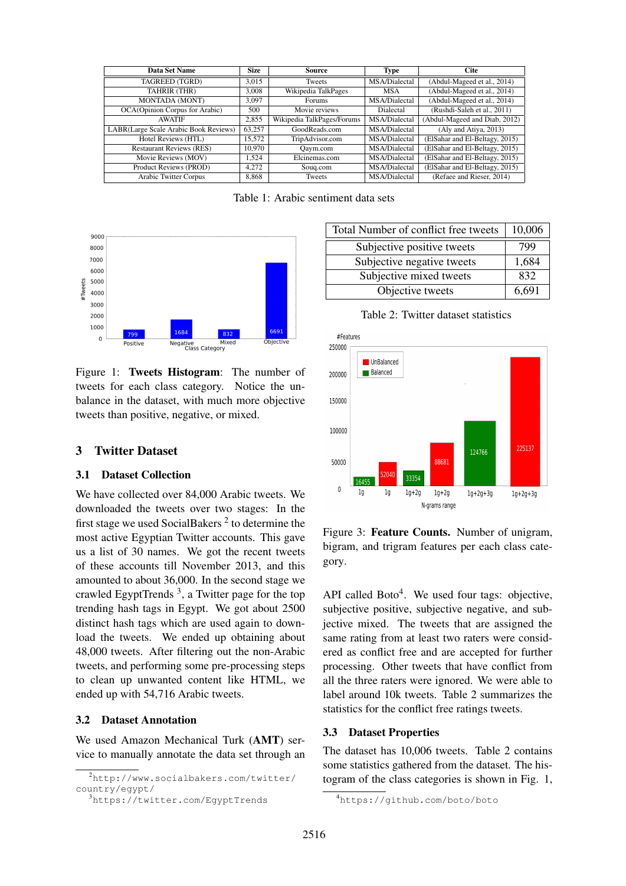| Data Set Name | Size | Source | Type | Cite |
|---|---|---|---|---|
| TAGREED (TGRD) | 3,015 | Tweets | MSA/Dialectal | (Abdul-Mageed et al., 2014) |
| TAHRIR (THR) | 3,008 | Wikipedia TalkPages | MSA | (Abdul-Mageed et al., 2014) |
| MONTADA (MONT) | 3,097 | Forums | MSA/Dialectal | (Abdul-Mageed et al., 2014) |
| OCA(Opinion Corpus for Arabic) | 500 | Movie reviews | Dialectal | (Rushdi-Saleh et al., 2011) |
| AWATIF | 2,855 | Wikipedia TalkPages/Forums | MSA/Dialectal | (Abdul-Mageed and Diab, 2012) |
| LABR(Large Scale Arabic Book Reviews) | 63,257 | GoodReads.com | MSA/Dialectal | (Aly and Atiya, 2013) |
| Hotel Reviews (HTL) | 15,572 | TripAdvisor.com | MSA/Dialectal | (ElSahar and El-Beltagy, 2015) |
| Restaurant Reviews (RES) | 10,970 | Qaym.com | MSA/Dialectal | (ElSahar and El-Beltagy, 2015) |
| Movie Reviews (MOV) | 1,524 | Elcinemas.com | MSA/Dialectal | (ElSahar and El-Beltagy, 2015) |
| Product Reviews (PROD) | 4,272 | Souq.com | MSA/Dialectal | (ElSahar and El-Beltagy, 2015) |
| Arabic Twitter Corpus | 8,868 | Tweets | MSA/Dialectal | (Refaee and Rieser, 2014) |

Table 1: Arabic sentiment data sets

Figure 1: **Tweets Histogram**: The number of tweets for each class category. Notice the unbalance in the dataset, with much more objective tweets than positive, negative, or mixed.

## 3 Twitter Dataset

### 3.1 Dataset Collection

We have collected over 84,000 Arabic tweets. We downloaded the tweets over two stages: In the first stage we used SocialBakers [2] to determine the most active Egyptian Twitter accounts. This gave us a list of 30 names. We got the recent tweets of these accounts till November 2013, and this amounted to about 36,000. In the second stage we crawled EgyptTrends [3], a Twitter page for the top trending hash tags in Egypt. We got about 2500 distinct hash tags which are used again to download the tweets. We ended up obtaining about 48,000 tweets. After filtering out the non-Arabic tweets, and performing some pre-processing steps to clean up unwanted content like HTML, we ended up with 54,716 Arabic tweets.

### 3.2 Dataset Annotation

We used Amazon Mechanical Turk (**AMT**) service to manually annotate the data set through an API called Boto[4]. We used four tags: objective, subjective positive, subjective negative, and subjective mixed. The tweets that are assigned the same rating from at least two raters were considered as conflict free and are accepted for further processing. Other tweets that have conflict from all the three raters were ignored. We were able to label around 10k tweets. Table 2 summarizes the statistics for the conflict free ratings tweets.

| Total Number of conflict free tweets | 10,006 |
|---|---|
| Subjective positive tweets | 799 |
| Subjective negative tweets | 1,684 |
| Subjective mixed tweets | 832 |
| Objective tweets | 6,691 |

Table 2: Twitter dataset statistics

Figure 3: **Feature Counts.** Number of unigram, bigram, and trigram features per each class category.

### 3.3 Dataset Properties

The dataset has 10,006 tweets. Table 2 contains some statistics gathered from the dataset. The histogram of the class categories is shown in Fig. 1,

[2] http://www.socialbakers.com/twitter/country/egypt/

[3] https://twitter.com/EgyptTrends

[4] https://github.com/boto/boto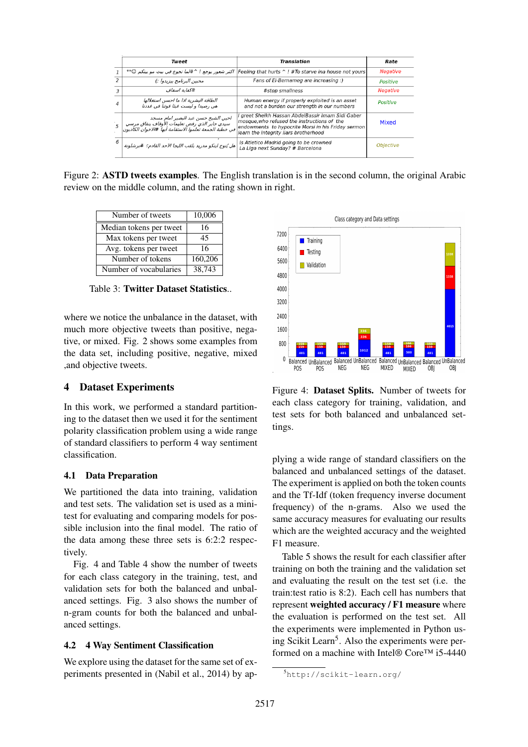| | Tweet | Translation | Rate |
|---|---|---|---|
| 1 | اكثر شعور يوجع ! ^ #لما تجوع في بيت مو بيتكم ☺** | Feeling that hurts ^ ! #To starve ina house not yours | Negative |
| 2 | محبين البرنامج بيزيدوا :) | Fans of El-Bernameg are increasing :) | Positive |
| 3 | #كفاية اسفاف | #stop smallness | Negative |
| 4 | الطاقة البشرية اذا ما احسن استغلالها هي رصيد و ليست عبئا قوتنا في عددنا | Human energy if properly exploited is an asset and not a burden our strength in our numbers | Positive |
| 5 | احيي الشيخ حسن عبد البصير امام مسجد سيدي جابر الذي رفض تعليمات الأوقاف بنفاق مرسي في خطبة الجمعة تعلموا الاستقامة أيها #الاخوان الكاذبون | I greet Sheikh Hassan AbdelBassir Imam Sidi Gaber mosque,who refused the instructions of the endowments to hypocrite Morsi in his Friday sermon learn the integrity liars brotherhood | Mixed |
| 6 | هل يُتوج اتليكو مدريد بلقب الليجا الاحد القادم؟ #برشلونة | Is Atletico Madrid going to be crowned La Liga next Sunday? # Barcelona | Objective |

Figure 2: **ASTD tweets examples**. The English translation is in the second column, the original Arabic review on the middle column, and the rating shown in right.

| Number of tweets | 10,006 |
|---|---|
| Median tokens per tweet | 16 |
| Max tokens per tweet | 45 |
| Avg. tokens per tweet | 16 |
| Number of tokens | 160,206 |
| Number of vocabularies | 38,743 |

Table 3: **Twitter Dataset Statistics**..

where we notice the unbalance in the dataset, with much more objective tweets than positive, negative, or mixed. Fig. 2 shows some examples from the data set, including positive, negative, mixed ,and objective tweets.

## 4 Dataset Experiments

In this work, we performed a standard partitioning to the dataset then we used it for the sentiment polarity classification problem using a wide range of standard classifiers to perform 4 way sentiment classification.

### 4.1 Data Preparation

We partitioned the data into training, validation and test sets. The validation set is used as a mini-test for evaluating and comparing models for possible inclusion into the final model. The ratio of the data among these three sets is 6:2:2 respectively.

Fig. 4 and Table 4 show the number of tweets for each class category in the training, test, and validation sets for both the balanced and unbalanced settings. Fig. 3 also shows the number of n-gram counts for both the balanced and unbalanced settings.

### 4.2 4 Way Sentiment Classification

We explore using the dataset for the same set of experiments presented in (Nabil et al., 2014) by applying a wide range of standard classifiers on the balanced and unbalanced settings of the dataset. The experiment is applied on both the token counts and the Tf-Idf (token frequency inverse document frequency) of the n-grams. Also we used the same accuracy measures for evaluating our results which are the weighted accuracy and the weighted F1 measure.

Figure 4: **Dataset Splits.** Number of tweets for each class category for training, validation, and test sets for both balanced and unbalanced settings.

Table 5 shows the result for each classifier after training on both the training and the validation set and evaluating the result on the test set (i.e. the train:test ratio is 8:2). Each cell has numbers that represent **weighted accuracy / F1 measure** where the evaluation is performed on the test set. All the experiments were implemented in Python using Scikit Learn[5]. Also the experiments were performed on a machine with Intel® Core™ i5-4440

[5] http://scikit-learn.org/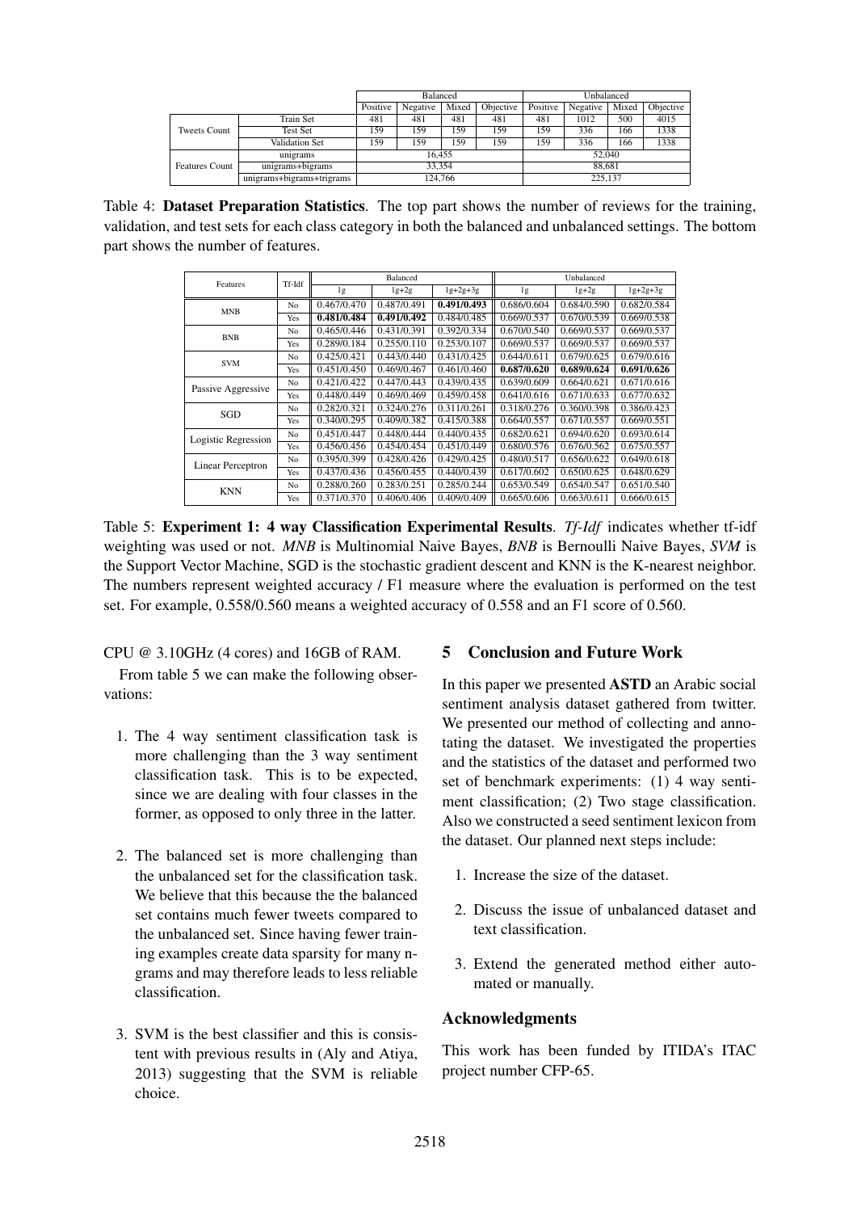| | | Balanced | | | | Unbalanced | | | |
|---|---|---|---|---|---|---|---|---|---|
| | | Positive | Negative | Mixed | Objective | Positive | Negative | Mixed | Objective |
| Tweets Count | Train Set | 481 | 481 | 481 | 481 | 481 | 1012 | 500 | 4015 |
| | Test Set | 159 | 159 | 159 | 159 | 159 | 336 | 166 | 1338 |
| | Validation Set | 159 | 159 | 159 | 159 | 159 | 336 | 166 | 1338 |
| Features Count | unigrams | 16,455 | | | | 52,040 | | | |
| | unigrams+bigrams | 33,354 | | | | 88,681 | | | |
| | unigrams+bigrams+trigrams | 124,766 | | | | 225,137 | | | |

Table 4: **Dataset Preparation Statistics**. The top part shows the number of reviews for the training, validation, and test sets for each class category in both the balanced and unbalanced settings. The bottom part shows the number of features.

| Features | Tf-Idf | Balanced | | | Unbalanced | | |
|---|---|---|---|---|---|---|---|
| | | 1g | 1g+2g | 1g+2g+3g | 1g | 1g+2g | 1g+2g+3g |
| MNB | No | 0.467/0.470 | 0.487/0.491 | **0.491/0.493** | 0.686/0.604 | 0.684/0.590 | 0.682/0.584 |
| | Yes | **0.481/0.484** | **0.491/0.492** | 0.484/0.485 | 0.669/0.537 | 0.670/0.539 | 0.669/0.538 |
| BNB | No | 0.465/0.446 | 0.431/0.391 | 0.392/0.334 | 0.670/0.540 | 0.669/0.537 | 0.669/0.537 |
| | Yes | 0.289/0.184 | 0.255/0.110 | 0.253/0.107 | 0.669/0.537 | 0.669/0.537 | 0.669/0.537 |
| SVM | No | 0.425/0.421 | 0.443/0.440 | 0.431/0.425 | 0.644/0.611 | 0.679/0.625 | 0.679/0.616 |
| | Yes | 0.451/0.450 | 0.469/0.467 | 0.461/0.460 | **0.687/0.620** | **0.689/0.624** | **0.691/0.626** |
| Passive Aggressive | No | 0.421/0.422 | 0.447/0.443 | 0.439/0.435 | 0.639/0.609 | 0.664/0.621 | 0.671/0.616 |
| | Yes | 0.448/0.449 | 0.469/0.469 | 0.459/0.458 | 0.641/0.616 | 0.671/0.633 | 0.677/0.632 |
| SGD | No | 0.282/0.321 | 0.324/0.276 | 0.311/0.261 | 0.318/0.276 | 0.360/0.398 | 0.386/0.423 |
| | Yes | 0.340/0.295 | 0.409/0.382 | 0.415/0.388 | 0.664/0.557 | 0.671/0.557 | 0.669/0.551 |
| Logistic Regression | No | 0.451/0.447 | 0.448/0.444 | 0.440/0.435 | 0.682/0.621 | 0.694/0.620 | 0.693/0.614 |
| | Yes | 0.456/0.456 | 0.454/0.454 | 0.451/0.449 | 0.680/0.576 | 0.676/0.562 | 0.675/0.557 |
| Linear Perceptron | No | 0.395/0.399 | 0.428/0.426 | 0.429/0.425 | 0.480/0.517 | 0.656/0.622 | 0.649/0.618 |
| | Yes | 0.437/0.436 | 0.456/0.455 | 0.440/0.439 | 0.617/0.602 | 0.650/0.625 | 0.648/0.629 |
| KNN | No | 0.288/0.260 | 0.283/0.251 | 0.285/0.244 | 0.653/0.549 | 0.654/0.547 | 0.651/0.540 |
| | Yes | 0.371/0.370 | 0.406/0.406 | 0.409/0.409 | 0.665/0.606 | 0.663/0.611 | 0.666/0.615 |

Table 5: **Experiment 1: 4 way Classification Experimental Results**. *Tf-Idf* indicates whether tf-idf weighting was used or not. *MNB* is Multinomial Naive Bayes, *BNB* is Bernoulli Naive Bayes, *SVM* is the Support Vector Machine, SGD is the stochastic gradient descent and KNN is the K-nearest neighbor. The numbers represent weighted accuracy / F1 measure where the evaluation is performed on the test set. For example, 0.558/0.560 means a weighted accuracy of 0.558 and an F1 score of 0.560.

CPU @ 3.10GHz (4 cores) and 16GB of RAM.

From table 5 we can make the following observations:

1. The 4 way sentiment classification task is more challenging than the 3 way sentiment classification task. This is to be expected, since we are dealing with four classes in the former, as opposed to only three in the latter.

2. The balanced set is more challenging than the unbalanced set for the classification task. We believe that this because the the balanced set contains much fewer tweets compared to the unbalanced set. Since having fewer training examples create data sparsity for many n-grams and may therefore leads to less reliable classification.

3. SVM is the best classifier and this is consistent with previous results in (Aly and Atiya, 2013) suggesting that the SVM is reliable choice.

## 5 Conclusion and Future Work

In this paper we presented **ASTD** an Arabic social sentiment analysis dataset gathered from twitter. We presented our method of collecting and annotating the dataset. We investigated the properties and the statistics of the dataset and performed two set of benchmark experiments: (1) 4 way sentiment classification; (2) Two stage classification. Also we constructed a seed sentiment lexicon from the dataset. Our planned next steps include:

1. Increase the size of the dataset.

2. Discuss the issue of unbalanced dataset and text classification.

3. Extend the generated method either automated or manually.

## Acknowledgments

This work has been funded by ITIDA's ITAC project number CFP-65.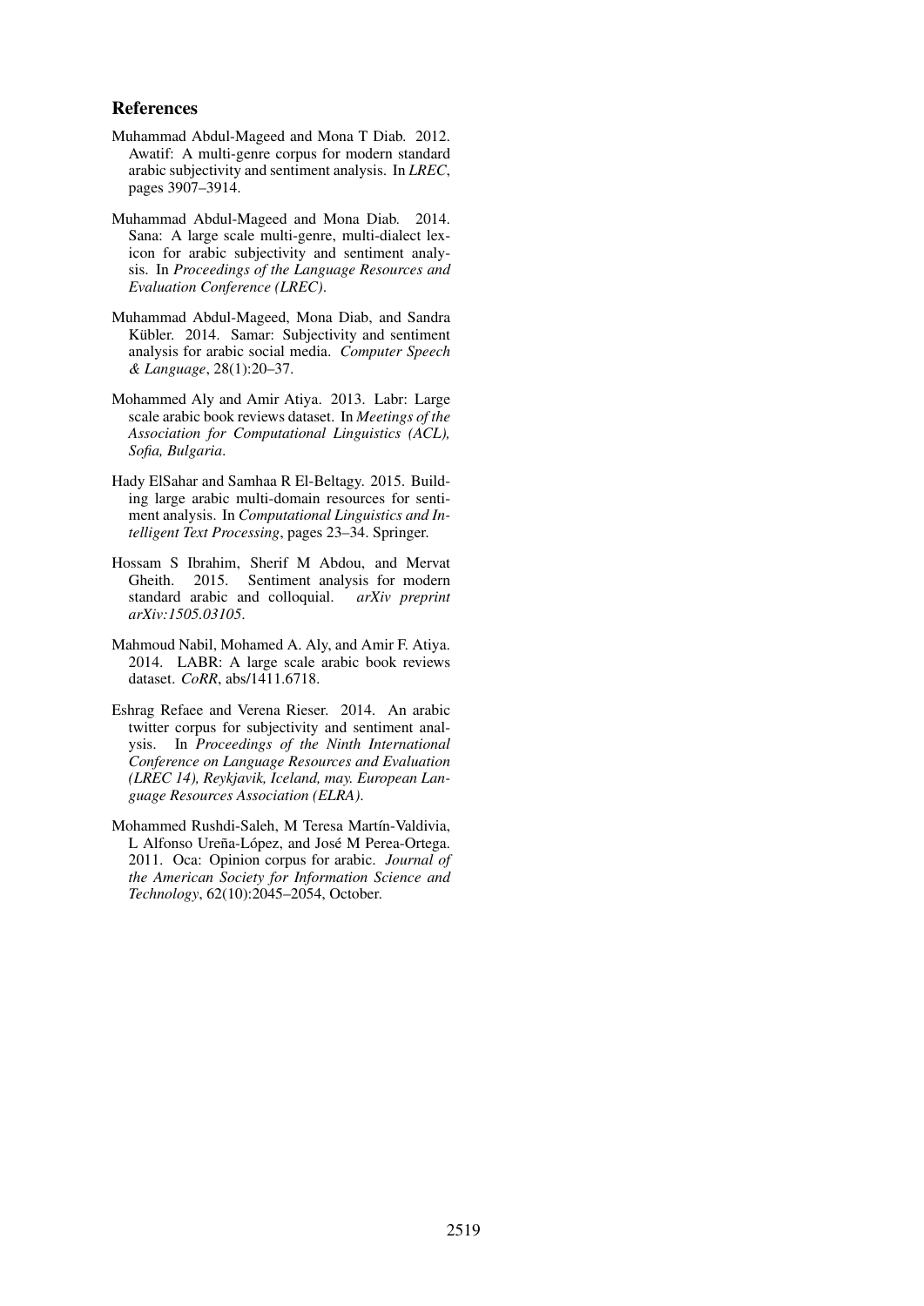## References

Muhammad Abdul-Mageed and Mona T Diab. 2012. Awatif: A multi-genre corpus for modern standard arabic subjectivity and sentiment analysis. In *LREC*, pages 3907–3914.

Muhammad Abdul-Mageed and Mona Diab. 2014. Sana: A large scale multi-genre, multi-dialect lexicon for arabic subjectivity and sentiment analysis. In *Proceedings of the Language Resources and Evaluation Conference (LREC)*.

Muhammad Abdul-Mageed, Mona Diab, and Sandra Kübler. 2014. Samar: Subjectivity and sentiment analysis for arabic social media. *Computer Speech & Language*, 28(1):20–37.

Mohammed Aly and Amir Atiya. 2013. Labr: Large scale arabic book reviews dataset. In *Meetings of the Association for Computational Linguistics (ACL), Sofia, Bulgaria*.

Hady ElSahar and Samhaa R El-Beltagy. 2015. Building large arabic multi-domain resources for sentiment analysis. In *Computational Linguistics and Intelligent Text Processing*, pages 23–34. Springer.

Hossam S Ibrahim, Sherif M Abdou, and Mervat Gheith. 2015. Sentiment analysis for modern standard arabic and colloquial. *arXiv preprint arXiv:1505.03105*.

Mahmoud Nabil, Mohamed A. Aly, and Amir F. Atiya. 2014. LABR: A large scale arabic book reviews dataset. *CoRR*, abs/1411.6718.

Eshrag Refaee and Verena Rieser. 2014. An arabic twitter corpus for subjectivity and sentiment analysis. In *Proceedings of the Ninth International Conference on Language Resources and Evaluation (LREC 14), Reykjavik, Iceland, may. European Language Resources Association (ELRA)*.

Mohammed Rushdi-Saleh, M Teresa Martín-Valdivia, L Alfonso Ureña-López, and José M Perea-Ortega. 2011. Oca: Opinion corpus for arabic. *Journal of the American Society for Information Science and Technology*, 62(10):2045–2054, October.